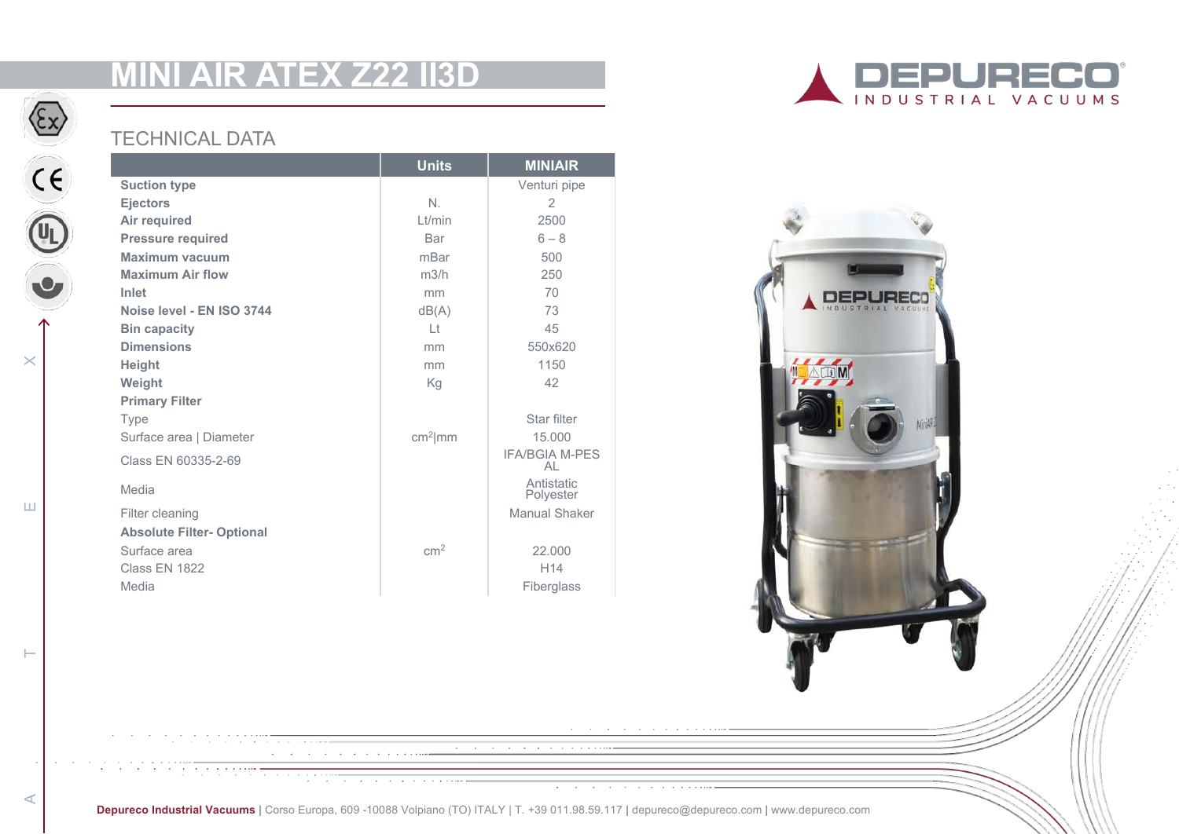# MINI AIR ATEX Z22 II3D

## TECHNICAL DATA

| | Units | MINIAIR |
|---|---|---|
| **Suction type** | | Venturi pipe |
| **Ejectors** | N. | 2 |
| **Air required** | Lt/min | 2500 |
| **Pressure required** | Bar | 6 – 8 |
| **Maximum vacuum** | mBar | 500 |
| **Maximum Air flow** | m3/h | 250 |
| **Inlet** | mm | 70 |
| **Noise level - EN ISO 3744** | dB(A) | 73 |
| **Bin capacity** | Lt | 45 |
| **Dimensions** | mm | 550x620 |
| **Height** | mm | 1150 |
| **Weight** | Kg | 42 |
| **Primary Filter** | | |
| Type | | Star filter |
| Surface area \| Diameter | $cm^2$\|mm | 15.000 |
| Class EN 60335-2-69 | | IFA/BGIA M-PES AL |
| Media | | Antistatic Polyester |
| Filter cleaning | | Manual Shaker |
| **Absolute Filter- Optional** | | |
| Surface area | $cm^2$ | 22.000 |
| Class EN 1822 | | H14 |
| Media | | Fiberglass |

**Depureco Industrial Vacuums** | Corso Europa, 609 -10088 Volpiano (TO) ITALY | T. +39 011.98.59.117 | depureco@depureco.com | www.depureco.com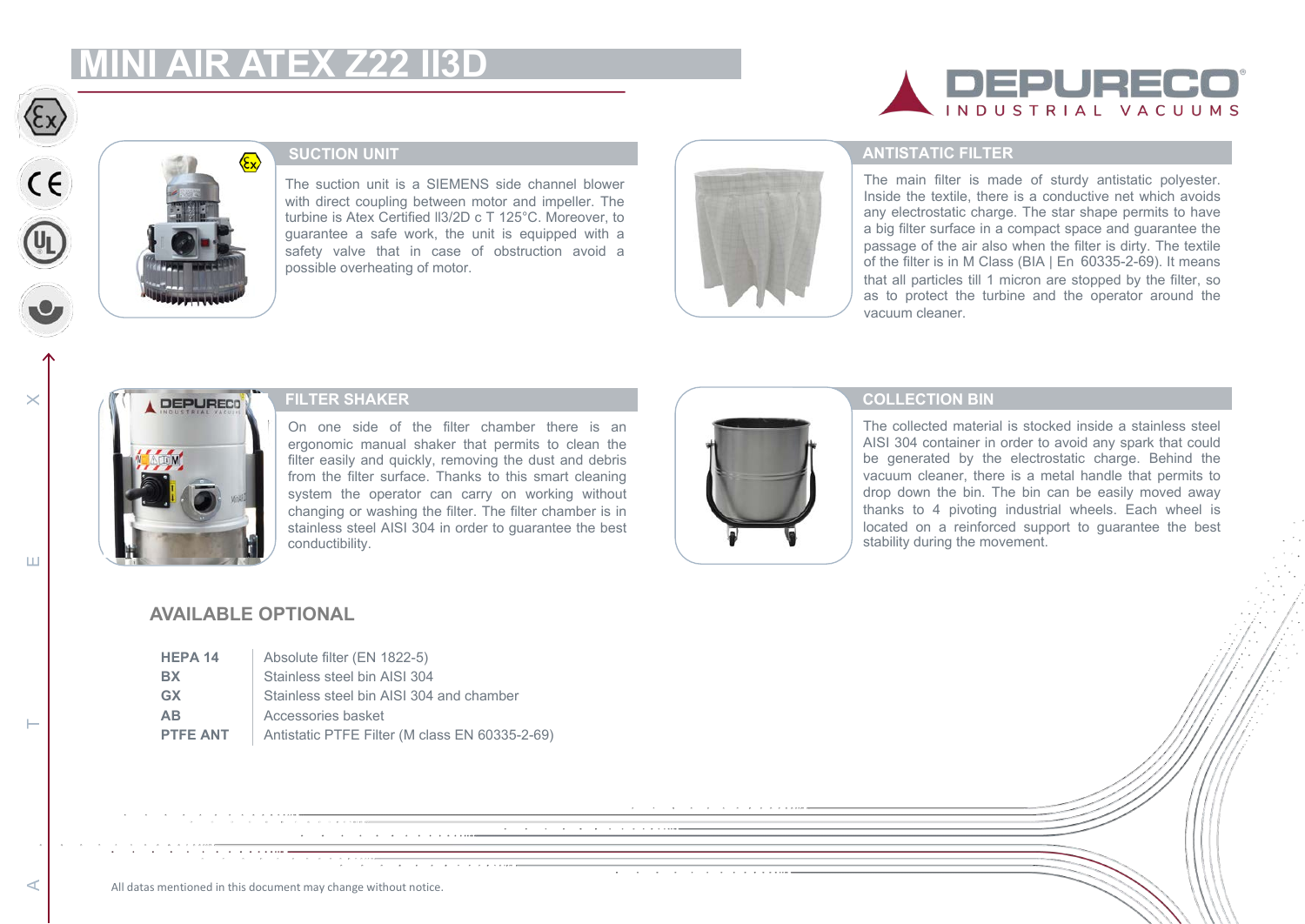# MINI AIR ATEX Z22 II3D

## SUCTION UNIT

The suction unit is a SIEMENS side channel blower with direct coupling between motor and impeller. The turbine is Atex Certified II3/2D c T 125°C. Moreover, to guarantee a safe work, the unit is equipped with a safety valve that in case of obstruction avoid a possible overheating of motor.

## ANTISTATIC FILTER

The main filter is made of sturdy antistatic polyester. Inside the textile, there is a conductive net which avoids any electrostatic charge. The star shape permits to have a big filter surface in a compact space and guarantee the passage of the air also when the filter is dirty. The textile of the filter is in M Class (BIA | En 60335-2-69). It means that all particles till 1 micron are stopped by the filter, so as to protect the turbine and the operator around the vacuum cleaner.

## FILTER SHAKER

On one side of the filter chamber there is an ergonomic manual shaker that permits to clean the filter easily and quickly, removing the dust and debris from the filter surface. Thanks to this smart cleaning system the operator can carry on working without changing or washing the filter. The filter chamber is in stainless steel AISI 304 in order to guarantee the best conductibility.

## COLLECTION BIN

The collected material is stocked inside a stainless steel AISI 304 container in order to avoid any spark that could be generated by the electrostatic charge. Behind the vacuum cleaner, there is a metal handle that permits to drop down the bin. The bin can be easily moved away thanks to 4 pivoting industrial wheels. Each wheel is located on a reinforced support to guarantee the best stability during the movement.

## AVAILABLE OPTIONAL

| | |
|---|---|
| **HEPA 14** | Absolute filter (EN 1822-5) |
| **BX** | Stainless steel bin AISI 304 |
| **GX** | Stainless steel bin AISI 304 and chamber |
| **AB** | Accessories basket |
| **PTFE ANT** | Antistatic PTFE Filter (M class EN 60335-2-69) |

All datas mentioned in this document may change without notice.